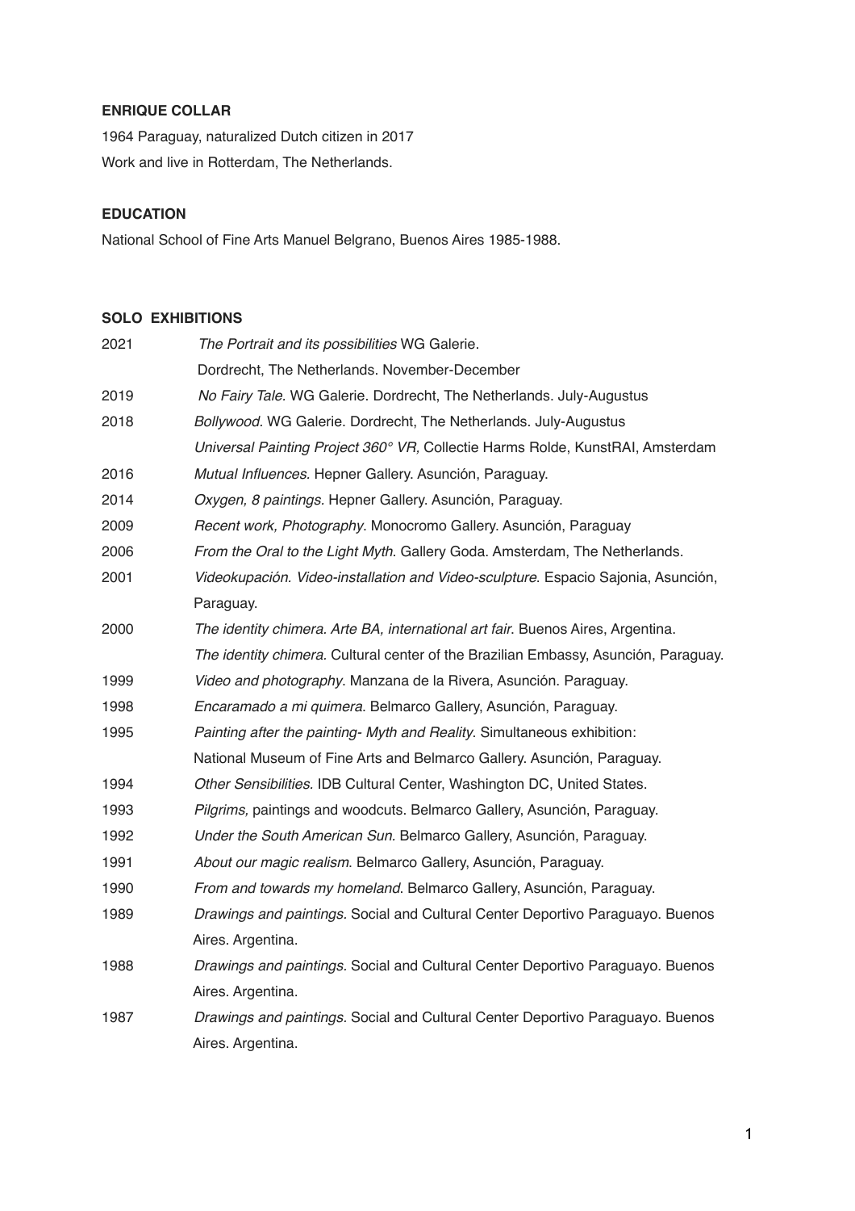**ENRIQUE COLLAR**

1964 Paraguay, naturalized Dutch citizen in 2017

Work and live in Rotterdam, The Netherlands.

**EDUCATION**

National School of Fine Arts Manuel Belgrano, Buenos Aires 1985-1988.

**SOLO EXHIBITIONS**

2021 *The Portrait and its possibilities* WG Galerie. Dordrecht, The Netherlands. November-December

2019 *No Fairy Tale.* WG Galerie. Dordrecht, The Netherlands. July-Augustus

2018 *Bollywood*. WG Galerie. Dordrecht, The Netherlands. July-Augustus

*Universal Painting Project 360° VR,* Collectie Harms Rolde, KunstRAI, Amsterdam

2016 *Mutual Influences.* Hepner Gallery. Asunción, Paraguay.

2014 *Oxygen, 8 paintings.* Hepner Gallery. Asunción, Paraguay.

2009 *Recent work, Photography*. Monocromo Gallery. Asunción, Paraguay

2006 *From the Oral to the Light Myth*. Gallery Goda. Amsterdam, The Netherlands.

2001 *Videokupación. Video-installation and Video-sculpture*. Espacio Sajonia, Asunción, Paraguay.

2000 *The identity chimera. Arte BA, international art fair*. Buenos Aires, Argentina.

*The identity chimera.* Cultural center of the Brazilian Embassy, Asunción, Paraguay.

1999 *Video and photography*. Manzana de la Rivera, Asunción. Paraguay.

1998 *Encaramado a mi quimera*. Belmarco Gallery, Asunción, Paraguay.

1995 *Painting after the painting- Myth and Reality*. Simultaneous exhibition: National Museum of Fine Arts and Belmarco Gallery. Asunción, Paraguay.

1994 *Other Sensibilities*. IDB Cultural Center, Washington DC, United States.

1993 *Pilgrims,* paintings and woodcuts. Belmarco Gallery, Asunción, Paraguay.

1992 *Under the South American Sun.* Belmarco Gallery, Asunción, Paraguay.

1991 *About our magic realism*. Belmarco Gallery, Asunción, Paraguay.

1990 *From and towards my homeland*. Belmarco Gallery, Asunción, Paraguay.

1989 *Drawings and paintings*. Social and Cultural Center Deportivo Paraguayo. Buenos Aires. Argentina.

1988 *Drawings and paintings.* Social and Cultural Center Deportivo Paraguayo. Buenos Aires. Argentina.

1987 *Drawings and paintings.* Social and Cultural Center Deportivo Paraguayo. Buenos Aires. Argentina.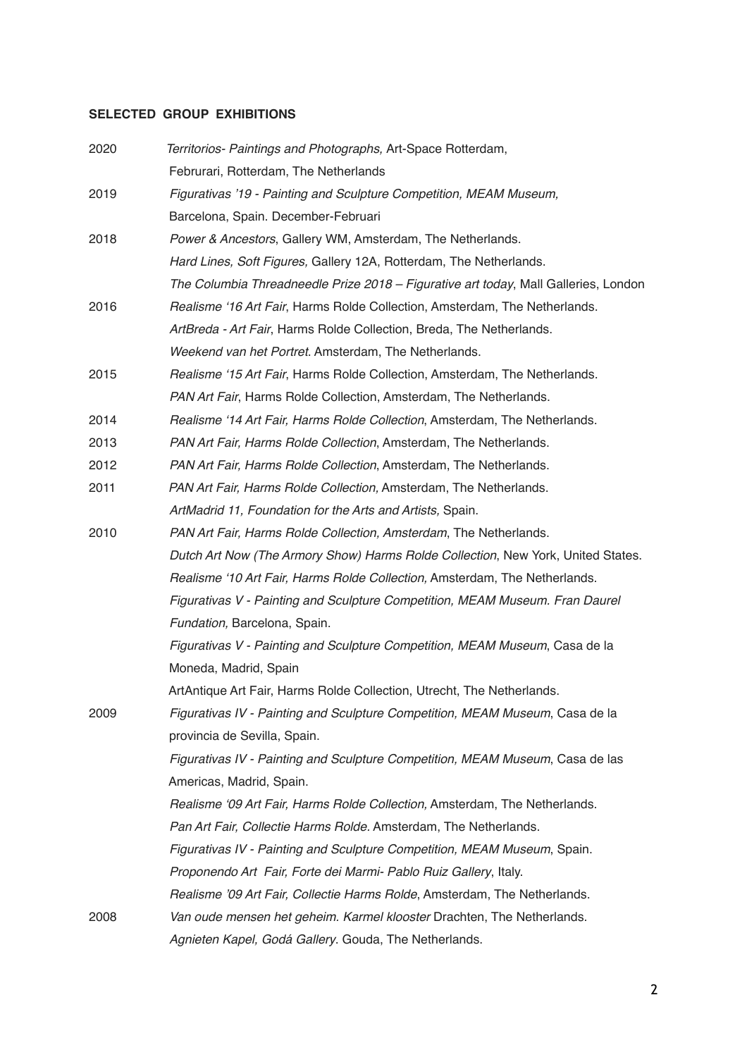**SELECTED GROUP EXHIBITIONS**

2020 *Territorios- Paintings and Photographs,* Art-Space Rotterdam, Februrari, Rotterdam, The Netherlands

2019 *Figurativas '19 - Painting and Sculpture Competition, MEAM Museum,* Barcelona, Spain. December-Februari

2018 *Power & Ancestors*, Gallery WM, Amsterdam, The Netherlands.
*Hard Lines, Soft Figures,* Gallery 12A, Rotterdam, The Netherlands.
*The Columbia Threadneedle Prize 2018 – Figurative art today*, Mall Galleries, London

2016 *Realisme '16 Art Fair*, Harms Rolde Collection, Amsterdam, The Netherlands.
*ArtBreda - Art Fair*, Harms Rolde Collection, Breda, The Netherlands.
*Weekend van het Portret*. Amsterdam, The Netherlands.

2015 *Realisme '15 Art Fair*, Harms Rolde Collection, Amsterdam, The Netherlands.
*PAN Art Fair*, Harms Rolde Collection, Amsterdam, The Netherlands.

2014 *Realisme '14 Art Fair, Harms Rolde Collection*, Amsterdam, The Netherlands.

2013 *PAN Art Fair, Harms Rolde Collection*, Amsterdam, The Netherlands.

2012 *PAN Art Fair, Harms Rolde Collection*, Amsterdam, The Netherlands.

2011 *PAN Art Fair, Harms Rolde Collection,* Amsterdam, The Netherlands.
*ArtMadrid 11, Foundation for the Arts and Artists,* Spain.

2010 *PAN Art Fair, Harms Rolde Collection, Amsterdam*, The Netherlands.
*Dutch Art Now (The Armory Show) Harms Rolde Collection*, New York, United States.
*Realisme '10 Art Fair, Harms Rolde Collection,* Amsterdam, The Netherlands.
*Figurativas V - Painting and Sculpture Competition, MEAM Museum. Fran Daurel Fundation,* Barcelona, Spain.
*Figurativas V - Painting and Sculpture Competition, MEAM Museum*, Casa de la Moneda, Madrid, Spain
ArtAntique Art Fair, Harms Rolde Collection, Utrecht, The Netherlands.

2009 *Figurativas IV - Painting and Sculpture Competition, MEAM Museum*, Casa de la provincia de Sevilla, Spain.
*Figurativas IV - Painting and Sculpture Competition, MEAM Museum*, Casa de las Americas, Madrid, Spain.
*Realisme '09 Art Fair, Harms Rolde Collection,* Amsterdam, The Netherlands.
*Pan Art Fair, Collectie Harms Rolde*. Amsterdam, The Netherlands.
*Figurativas IV - Painting and Sculpture Competition, MEAM Museum*, Spain.
*Proponendo Art Fair, Forte dei Marmi- Pablo Ruiz Gallery*, Italy.
*Realisme '09 Art Fair, Collectie Harms Rolde*, Amsterdam, The Netherlands.

2008 *Van oude mensen het geheim. Karmel klooster* Drachten, The Netherlands.
*Agnieten Kapel, Godá Gallery*. Gouda, The Netherlands.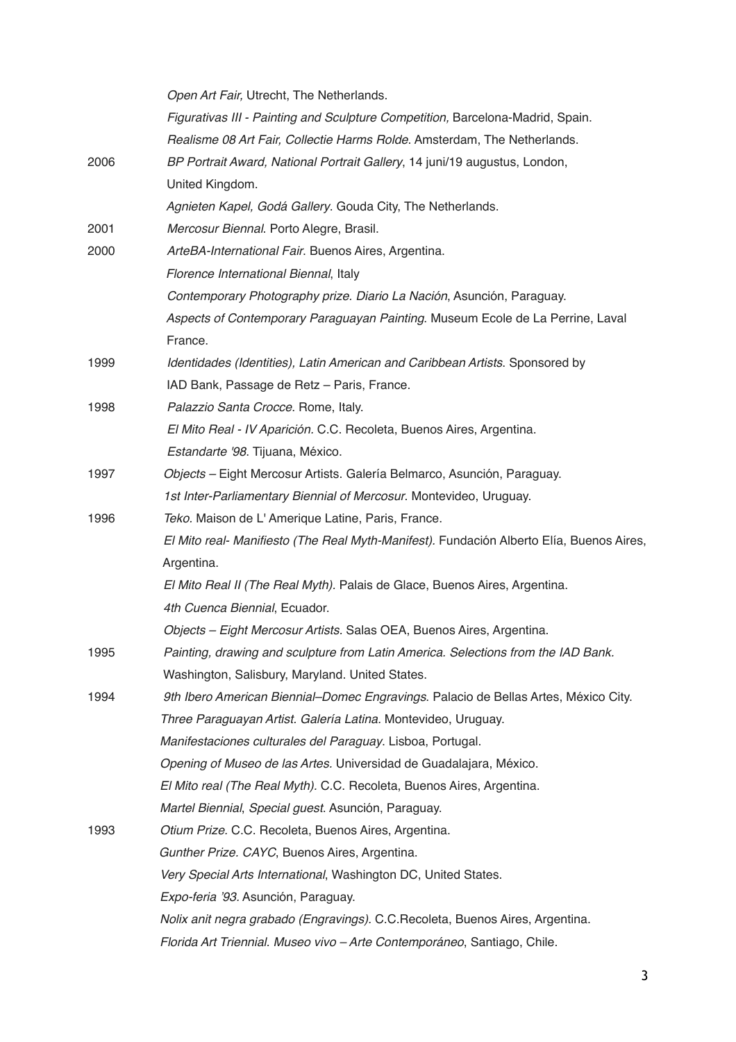*Open Art Fair,* Utrecht, The Netherlands.

*Figurativas III - Painting and Sculpture Competition,* Barcelona-Madrid, Spain.

*Realisme 08 Art Fair, Collectie Harms Rolde*. Amsterdam, The Netherlands.

2006 *BP Portrait Award, National Portrait Gallery*, 14 juni/19 augustus, London, United Kingdom.

*Agnieten Kapel, Godá Gallery*. Gouda City, The Netherlands.

2001 *Mercosur Biennal*. Porto Alegre, Brasil.

2000 *ArteBA-International Fair*. Buenos Aires, Argentina.

*Florence International Biennal*, Italy

*Contemporary Photography prize. Diario La Nación*, Asunción, Paraguay.

*Aspects of Contemporary Paraguayan Painting*. Museum Ecole de La Perrine, Laval France.

1999 *Identidades (Identities), Latin American and Caribbean Artists*. Sponsored by IAD Bank, Passage de Retz – Paris, France.

1998 *Palazzio Santa Crocce*. Rome, Italy.

*El Mito Real - IV Aparición.* C.C. Recoleta, Buenos Aires, Argentina.

*Estandarte '98*. Tijuana, México.

1997 *Objects* – Eight Mercosur Artists. Galería Belmarco, Asunción, Paraguay.

*1st Inter-Parliamentary Biennial of Mercosur*. Montevideo, Uruguay.

1996 *Teko*. Maison de L' Amerique Latine, Paris, France.

*El Mito real- Manifiesto (The Real Myth-Manifest).* Fundación Alberto Elía, Buenos Aires, Argentina.

*El Mito Real II (The Real Myth).* Palais de Glace, Buenos Aires, Argentina.

*4th Cuenca Biennial*, Ecuador.

*Objects – Eight Mercosur Artists.* Salas OEA, Buenos Aires, Argentina.

1995 *Painting, drawing and sculpture from Latin America. Selections from the IAD Bank.* Washington, Salisbury, Maryland. United States.

1994 *9th Ibero American Biennial–Domec Engravings*. Palacio de Bellas Artes, México City.

*Three Paraguayan Artist. Galería Latina.* Montevideo, Uruguay.

*Manifestaciones culturales del Paraguay*. Lisboa, Portugal.

*Opening of Museo de las Artes.* Universidad de Guadalajara, México.

*El Mito real (The Real Myth).* C.C. Recoleta, Buenos Aires, Argentina.

*Martel Biennial*, *Special guest*. Asunción, Paraguay.

1993 *Otium Prize.* C.C. Recoleta, Buenos Aires, Argentina.

*Gunther Prize. CAYC*, Buenos Aires, Argentina.

*Very Special Arts International*, Washington DC, United States.

*Expo-feria '93.* Asunción, Paraguay.

*Nolix anit negra grabado (Engravings).* C.C.Recoleta, Buenos Aires, Argentina.

*Florida Art Triennial. Museo vivo – Arte Contemporáneo*, Santiago, Chile.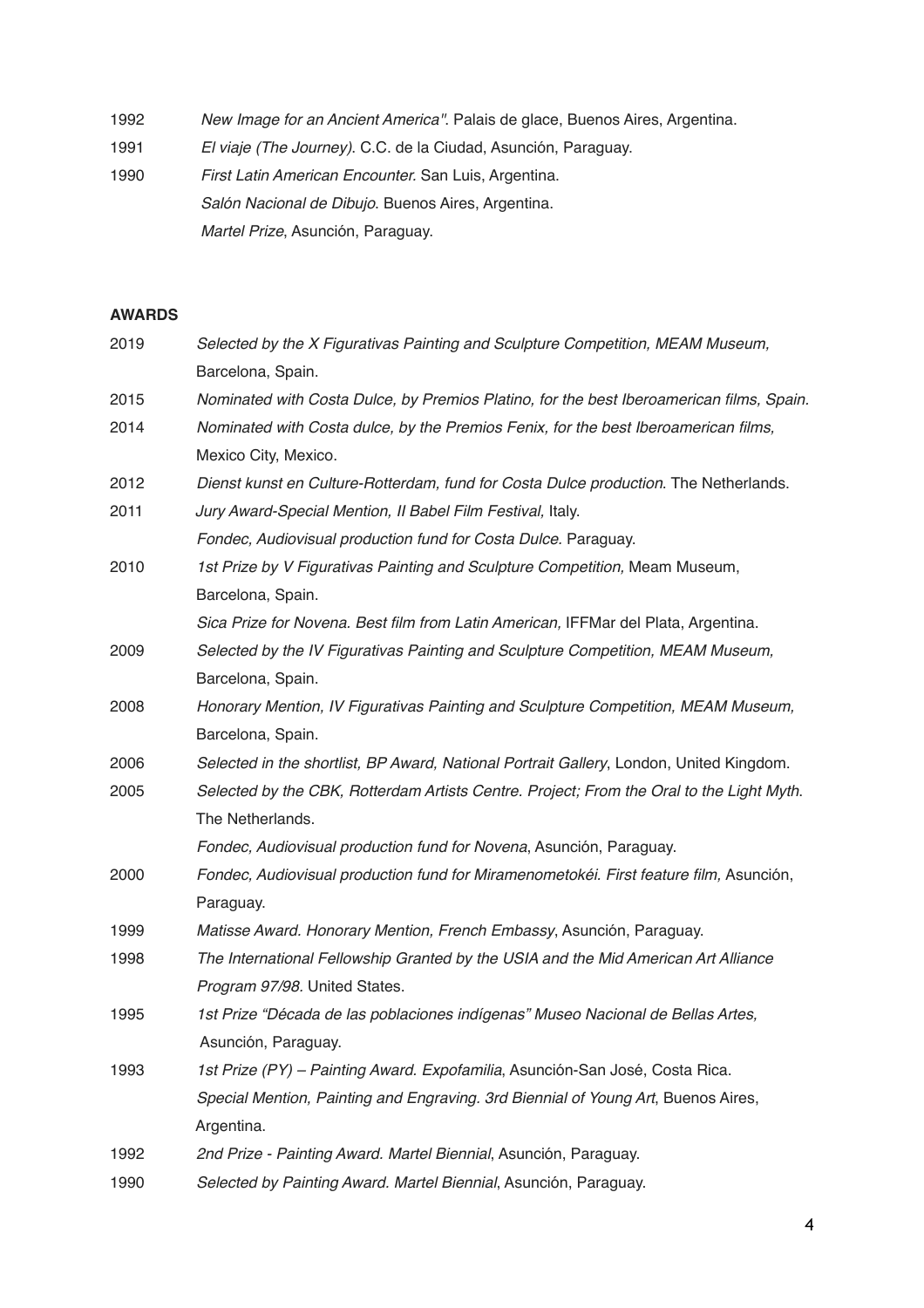1992 *New Image for an Ancient America".* Palais de glace, Buenos Aires, Argentina.

1991 *El viaje (The Journey).* C.C. de la Ciudad, Asunción, Paraguay.

1990 *First Latin American Encounter.* San Luis, Argentina.

*Salón Nacional de Dibujo.* Buenos Aires, Argentina.

*Martel Prize*, Asunción, Paraguay.

**AWARDS**

2019 *Selected by the X Figurativas Painting and Sculpture Competition, MEAM Museum,* Barcelona, Spain.

2015 *Nominated with Costa Dulce, by Premios Platino, for the best Iberoamerican films, Spain.*

2014 *Nominated with Costa dulce, by the Premios Fenix, for the best Iberoamerican films,* Mexico City, Mexico.

2012 *Dienst kunst en Culture-Rotterdam, fund for Costa Dulce production.* The Netherlands.

2011 *Jury Award-Special Mention, II Babel Film Festival,* Italy.

*Fondec, Audiovisual production fund for Costa Dulce.* Paraguay.

2010 *1st Prize by V Figurativas Painting and Sculpture Competition,* Meam Museum, Barcelona, Spain.

*Sica Prize for Novena. Best film from Latin American,* IFFMar del Plata, Argentina.

2009 *Selected by the IV Figurativas Painting and Sculpture Competition, MEAM Museum,* Barcelona, Spain.

2008 *Honorary Mention, IV Figurativas Painting and Sculpture Competition, MEAM Museum,* Barcelona, Spain.

2006 *Selected in the shortlist, BP Award, National Portrait Gallery*, London, United Kingdom.

2005 *Selected by the CBK, Rotterdam Artists Centre. Project; From the Oral to the Light Myth.* The Netherlands.

*Fondec, Audiovisual production fund for Novena*, Asunción, Paraguay.

2000 *Fondec, Audiovisual production fund for Miramenometokéi. First feature film,* Asunción, Paraguay.

1999 *Matisse Award. Honorary Mention, French Embassy*, Asunción, Paraguay.

1998 *The International Fellowship Granted by the USIA and the Mid American Art Alliance Program 97/98.* United States.

1995 *1st Prize "Década de las poblaciones indígenas" Museo Nacional de Bellas Artes,* Asunción, Paraguay.

1993 *1st Prize (PY) – Painting Award. Expofamilia*, Asunción-San José, Costa Rica.

*Special Mention, Painting and Engraving. 3rd Biennial of Young Art*, Buenos Aires, Argentina.

1992 *2nd Prize - Painting Award. Martel Biennial*, Asunción, Paraguay.

1990 *Selected by Painting Award. Martel Biennial*, Asunción, Paraguay.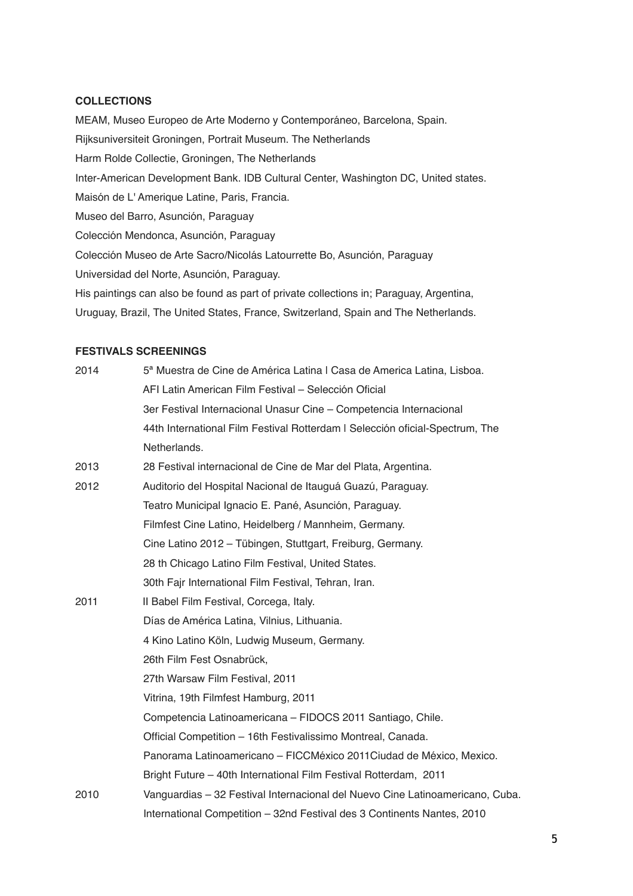**COLLECTIONS**

MEAM, Museo Europeo de Arte Moderno y Contemporáneo, Barcelona, Spain.
Rijksuniversiteit Groningen, Portrait Museum. The Netherlands
Harm Rolde Collectie, Groningen, The Netherlands
Inter-American Development Bank. IDB Cultural Center, Washington DC, United states.
Maisón de L' Amerique Latine, Paris, Francia.
Museo del Barro, Asunción, Paraguay
Colección Mendonca, Asunción, Paraguay
Colección Museo de Arte Sacro/Nicolás Latourrette Bo, Asunción, Paraguay
Universidad del Norte, Asunción, Paraguay.
His paintings can also be found as part of private collections in; Paraguay, Argentina, Uruguay, Brazil, The United States, France, Switzerland, Spain and The Netherlands.

**FESTIVALS SCREENINGS**

2014
- 5ª Muestra de Cine de América Latina | Casa de America Latina, Lisboa.
- AFI Latin American Film Festival – Selección Oficial
- 3er Festival Internacional Unasur Cine – Competencia Internacional
- 44th International Film Festival Rotterdam | Selección oficial-Spectrum, The Netherlands.

2013
- 28 Festival internacional de Cine de Mar del Plata, Argentina.

2012
- Auditorio del Hospital Nacional de Itauguá Guazú, Paraguay.
- Teatro Municipal Ignacio E. Pané, Asunción, Paraguay.
- Filmfest Cine Latino, Heidelberg / Mannheim, Germany.
- Cine Latino 2012 – Tübingen, Stuttgart, Freiburg, Germany.
- 28 th Chicago Latino Film Festival, United States.
- 30th Fajr International Film Festival, Tehran, Iran.

2011
- II Babel Film Festival, Corcega, Italy.
- Días de América Latina, Vilnius, Lithuania.
- 4 Kino Latino Köln, Ludwig Museum, Germany.
- 26th Film Fest Osnabrück,
- 27th Warsaw Film Festival, 2011
- Vitrina, 19th Filmfest Hamburg, 2011
- Competencia Latinoamericana – FIDOCS 2011 Santiago, Chile.
- Official Competition – 16th Festivalissimo Montreal, Canada.
- Panorama Latinoamericano – FICCMéxico 2011Ciudad de México, Mexico.
- Bright Future – 40th International Film Festival Rotterdam, 2011

2010
- Vanguardias – 32 Festival Internacional del Nuevo Cine Latinoamericano, Cuba.
- International Competition – 32nd Festival des 3 Continents Nantes, 2010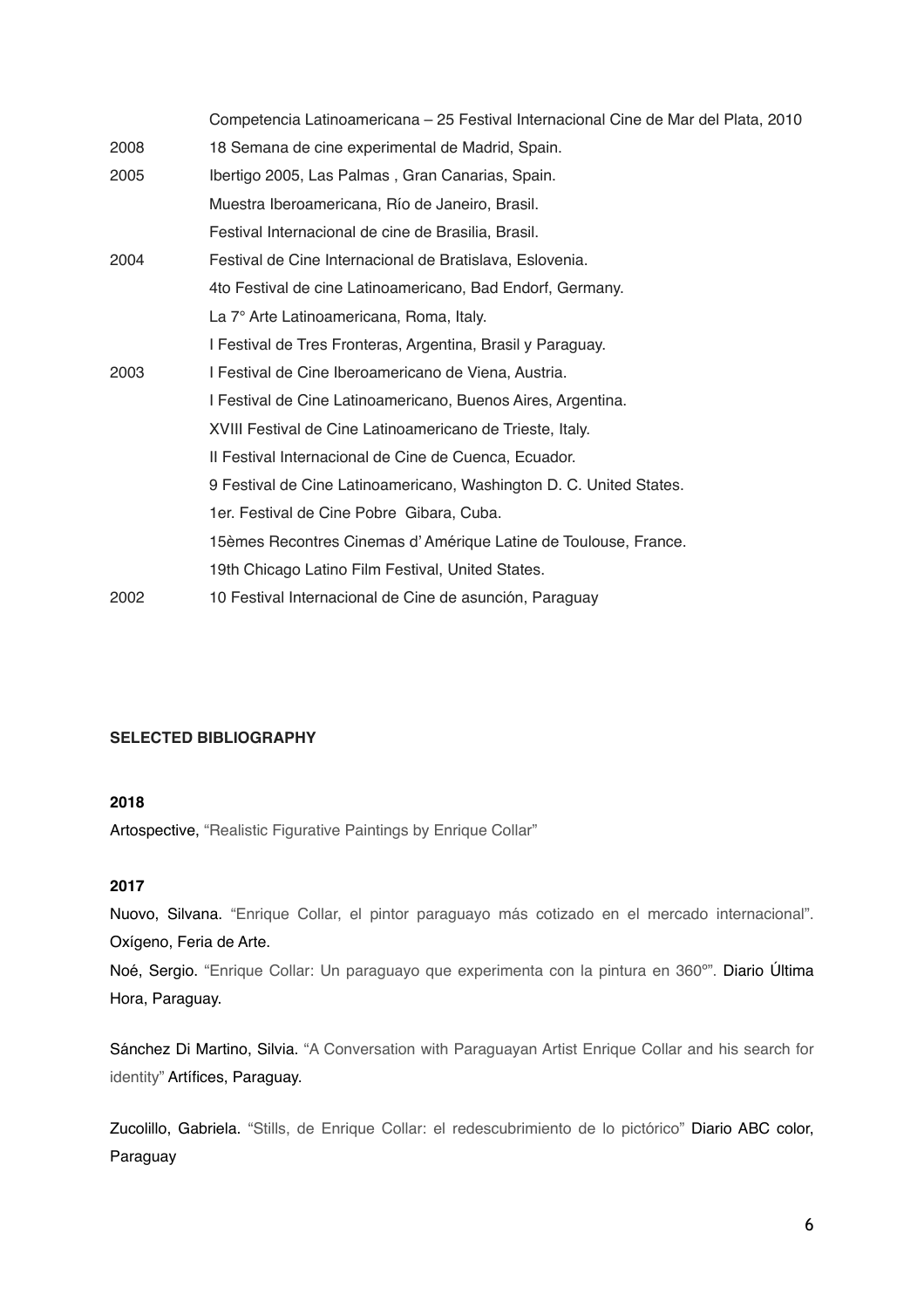Competencia Latinoamericana – 25 Festival Internacional Cine de Mar del Plata, 2010

2008 18 Semana de cine experimental de Madrid, Spain.

2005 Ibertigo 2005, Las Palmas , Gran Canarias, Spain.
Muestra Iberoamericana, Río de Janeiro, Brasil.
Festival Internacional de cine de Brasilia, Brasil.

2004 Festival de Cine Internacional de Bratislava, Eslovenia.
4to Festival de cine Latinoamericano, Bad Endorf, Germany.
La 7° Arte Latinoamericana, Roma, Italy.
I Festival de Tres Fronteras, Argentina, Brasil y Paraguay.

2003 I Festival de Cine Iberoamericano de Viena, Austria.
I Festival de Cine Latinoamericano, Buenos Aires, Argentina.
XVIII Festival de Cine Latinoamericano de Trieste, Italy.
II Festival Internacional de Cine de Cuenca, Ecuador.
9 Festival de Cine Latinoamericano, Washington D. C. United States.
1er. Festival de Cine Pobre Gibara, Cuba.
15èmes Recontres Cinemas d' Amérique Latine de Toulouse, France.
19th Chicago Latino Film Festival, United States.

2002 10 Festival Internacional de Cine de asunción, Paraguay

**SELECTED BIBLIOGRAPHY**

**2018**

Artospective, "Realistic Figurative Paintings by Enrique Collar"

**2017**

Nuovo, Silvana. "Enrique Collar, el pintor paraguayo más cotizado en el mercado internacional". Oxígeno, Feria de Arte.

Noé, Sergio. "Enrique Collar: Un paraguayo que experimenta con la pintura en 360º". Diario Última Hora, Paraguay.

Sánchez Di Martino, Silvia. "A Conversation with Paraguayan Artist Enrique Collar and his search for identity" Artífices, Paraguay.

Zucolillo, Gabriela. "Stills, de Enrique Collar: el redescubrimiento de lo pictórico" Diario ABC color, Paraguay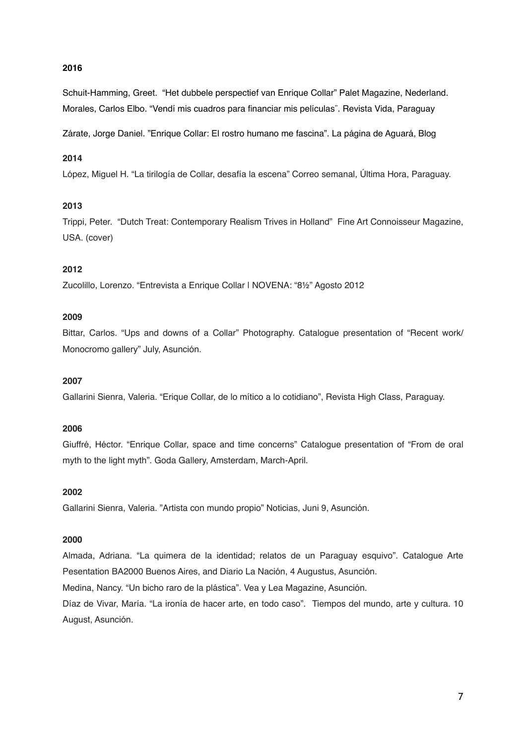**2016**

Schuit-Hamming, Greet. "Het dubbele perspectief van Enrique Collar" Palet Magazine, Nederland.
Morales, Carlos Elbo. "Vendí mis cuadros para financiar mis películas¨. Revista Vida, Paraguay

Zárate, Jorge Daniel. "Enrique Collar: El rostro humano me fascina". La página de Aguará, Blog

**2014**

López, Miguel H. "La tirilogía de Collar, desafía la escena" Correo semanal, Última Hora, Paraguay.

**2013**

Trippi, Peter. "Dutch Treat: Contemporary Realism Trives in Holland" Fine Art Connoisseur Magazine, USA. (cover)

**2012**

Zucolillo, Lorenzo. "Entrevista a Enrique Collar | NOVENA: "8½" Agosto 2012

**2009**

Bittar, Carlos. "Ups and downs of a Collar" Photography. Catalogue presentation of "Recent work/ Monocromo gallery" July, Asunción.

**2007**

Gallarini Sienra, Valeria. "Erique Collar, de lo mítico a lo cotidiano", Revista High Class, Paraguay.

**2006**

Giuffré, Héctor. "Enrique Collar, space and time concerns" Catalogue presentation of "From de oral myth to the light myth". Goda Gallery, Amsterdam, March-April.

**2002**

Gallarini Sienra, Valeria. "Artista con mundo propio" Noticias, Juni 9, Asunción.

**2000**

Almada, Adriana. "La quimera de la identidad; relatos de un Paraguay esquivo". Catalogue Arte Pesentation BA2000 Buenos Aires, and Diario La Nación, 4 Augustus, Asunción.
Medina, Nancy. "Un bicho raro de la plástica". Vea y Lea Magazine, Asunción.
Díaz de Vivar, María. "La ironía de hacer arte, en todo caso". Tiempos del mundo, arte y cultura. 10 August, Asunción.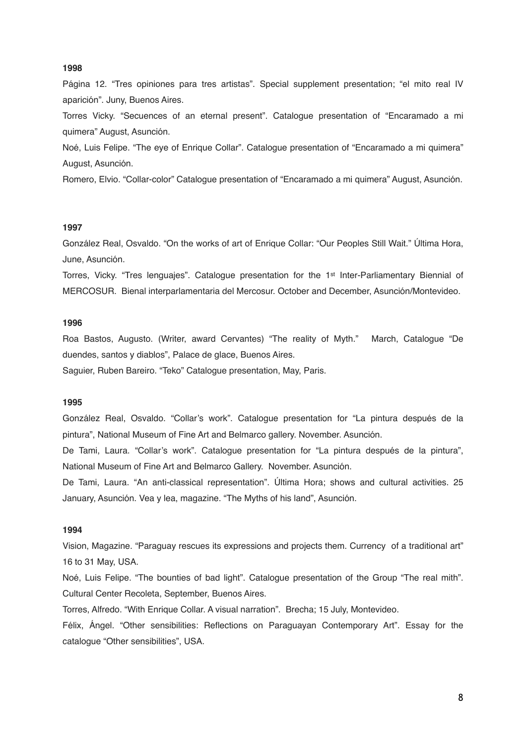**1998**

Página 12. "Tres opiniones para tres artistas". Special supplement presentation; "el mito real IV aparición". Juny, Buenos Aires.

Torres Vicky. "Secuences of an eternal present". Catalogue presentation of "Encaramado a mi quimera" August, Asunción.

Noé, Luis Felipe. "The eye of Enrique Collar". Catalogue presentation of "Encaramado a mi quimera" August, Asunción.

Romero, Elvio. "Collar-color" Catalogue presentation of "Encaramado a mi quimera" August, Asunción.

**1997**

González Real, Osvaldo. "On the works of art of Enrique Collar: "Our Peoples Still Wait." Última Hora, June, Asunción.

Torres, Vicky. "Tres lenguajes". Catalogue presentation for the 1st Inter-Parliamentary Biennial of MERCOSUR. Bienal interparlamentaria del Mercosur. October and December, Asunción/Montevideo.

**1996**

Roa Bastos, Augusto. (Writer, award Cervantes) "The reality of Myth." March, Catalogue "De duendes, santos y diablos", Palace de glace, Buenos Aires.

Saguier, Ruben Bareiro. "Teko" Catalogue presentation, May, Paris.

**1995**

González Real, Osvaldo. "Collar's work". Catalogue presentation for "La pintura después de la pintura", National Museum of Fine Art and Belmarco gallery. November. Asunción.

De Tami, Laura. "Collar's work". Catalogue presentation for "La pintura después de la pintura", National Museum of Fine Art and Belmarco Gallery. November. Asunción.

De Tami, Laura. "An anti-classical representation". Última Hora; shows and cultural activities. 25 January, Asunción. Vea y lea, magazine. "The Myths of his land", Asunción.

**1994**

Vision, Magazine. "Paraguay rescues its expressions and projects them. Currency of a traditional art" 16 to 31 May, USA.

Noé, Luis Felipe. "The bounties of bad light". Catalogue presentation of the Group "The real mith". Cultural Center Recoleta, September, Buenos Aires.

Torres, Alfredo. "With Enrique Collar. A visual narration". Brecha; 15 July, Montevideo.

Félix, Ángel. "Other sensibilities: Reflections on Paraguayan Contemporary Art". Essay for the catalogue "Other sensibilities", USA.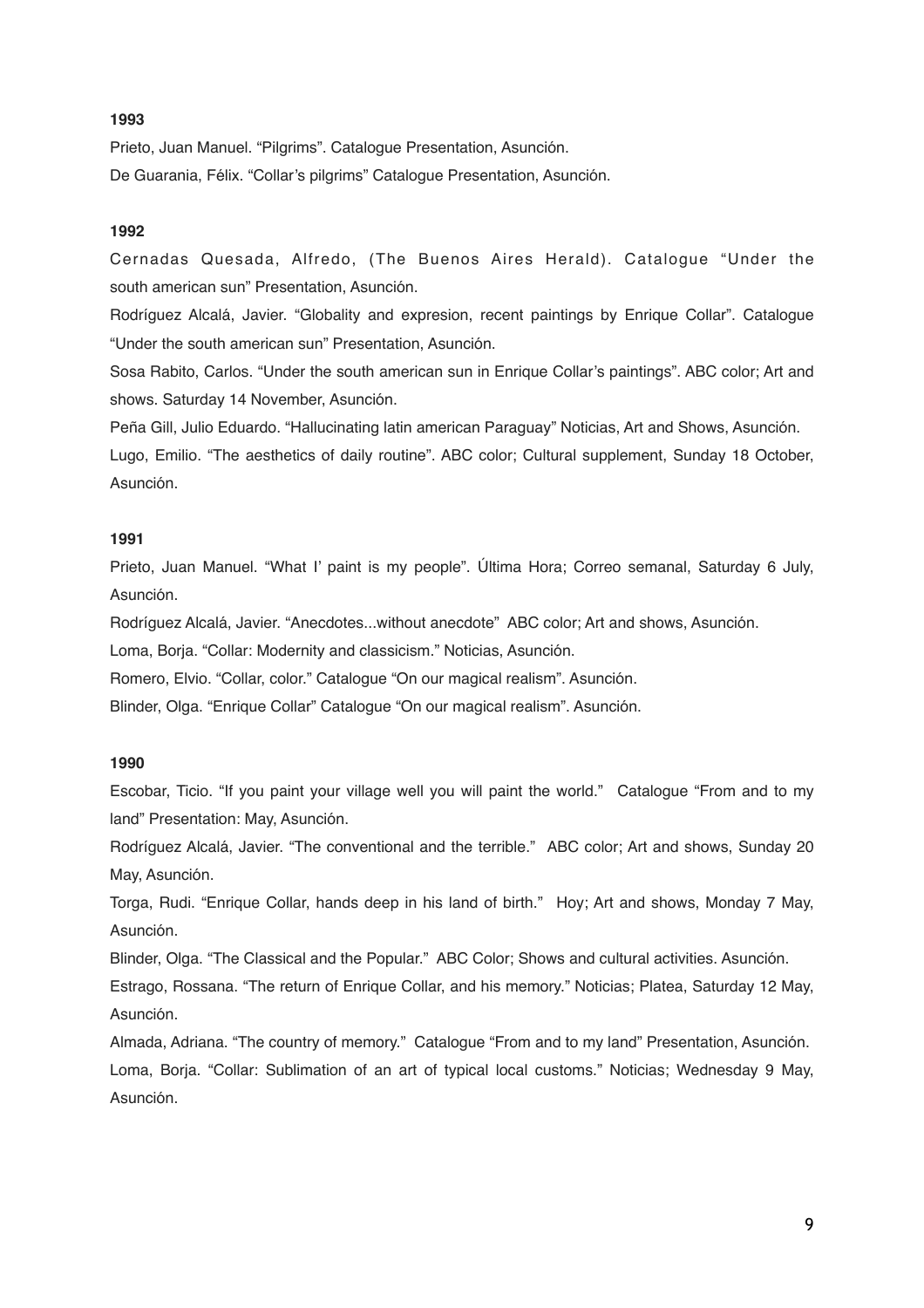**1993**

Prieto, Juan Manuel. “Pilgrims”. Catalogue Presentation, Asunción.

De Guarania, Félix. “Collar’s pilgrims” Catalogue Presentation, Asunción.

**1992**

Cernadas Quesada, Alfredo, (The Buenos Aires Herald). Catalogue “Under the south american sun” Presentation, Asunción.

Rodríguez Alcalá, Javier. “Globality and expresion, recent paintings by Enrique Collar”. Catalogue “Under the south american sun” Presentation, Asunción.

Sosa Rabito, Carlos. “Under the south american sun in Enrique Collar’s paintings”. ABC color; Art and shows. Saturday 14 November, Asunción.

Peña Gill, Julio Eduardo. “Hallucinating latin american Paraguay” Noticias, Art and Shows, Asunción.

Lugo, Emilio. “The aesthetics of daily routine”. ABC color; Cultural supplement, Sunday 18 October, Asunción.

**1991**

Prieto, Juan Manuel. “What I’ paint is my people”. Última Hora; Correo semanal, Saturday 6 July, Asunción.

Rodríguez Alcalá, Javier. “Anecdotes...without anecdote” ABC color; Art and shows, Asunción.

Loma, Borja. “Collar: Modernity and classicism.” Noticias, Asunción.

Romero, Elvio. “Collar, color.” Catalogue “On our magical realism”. Asunción.

Blinder, Olga. “Enrique Collar” Catalogue “On our magical realism”. Asunción.

**1990**

Escobar, Ticio. “If you paint your village well you will paint the world.” Catalogue “From and to my land” Presentation: May, Asunción.

Rodríguez Alcalá, Javier. “The conventional and the terrible.” ABC color; Art and shows, Sunday 20 May, Asunción.

Torga, Rudi. “Enrique Collar, hands deep in his land of birth.” Hoy; Art and shows, Monday 7 May, Asunción.

Blinder, Olga. “The Classical and the Popular.” ABC Color; Shows and cultural activities. Asunción.

Estrago, Rossana. “The return of Enrique Collar, and his memory.” Noticias; Platea, Saturday 12 May, Asunción.

Almada, Adriana. “The country of memory.” Catalogue “From and to my land” Presentation, Asunción.

Loma, Borja. “Collar: Sublimation of an art of typical local customs.” Noticias; Wednesday 9 May, Asunción.